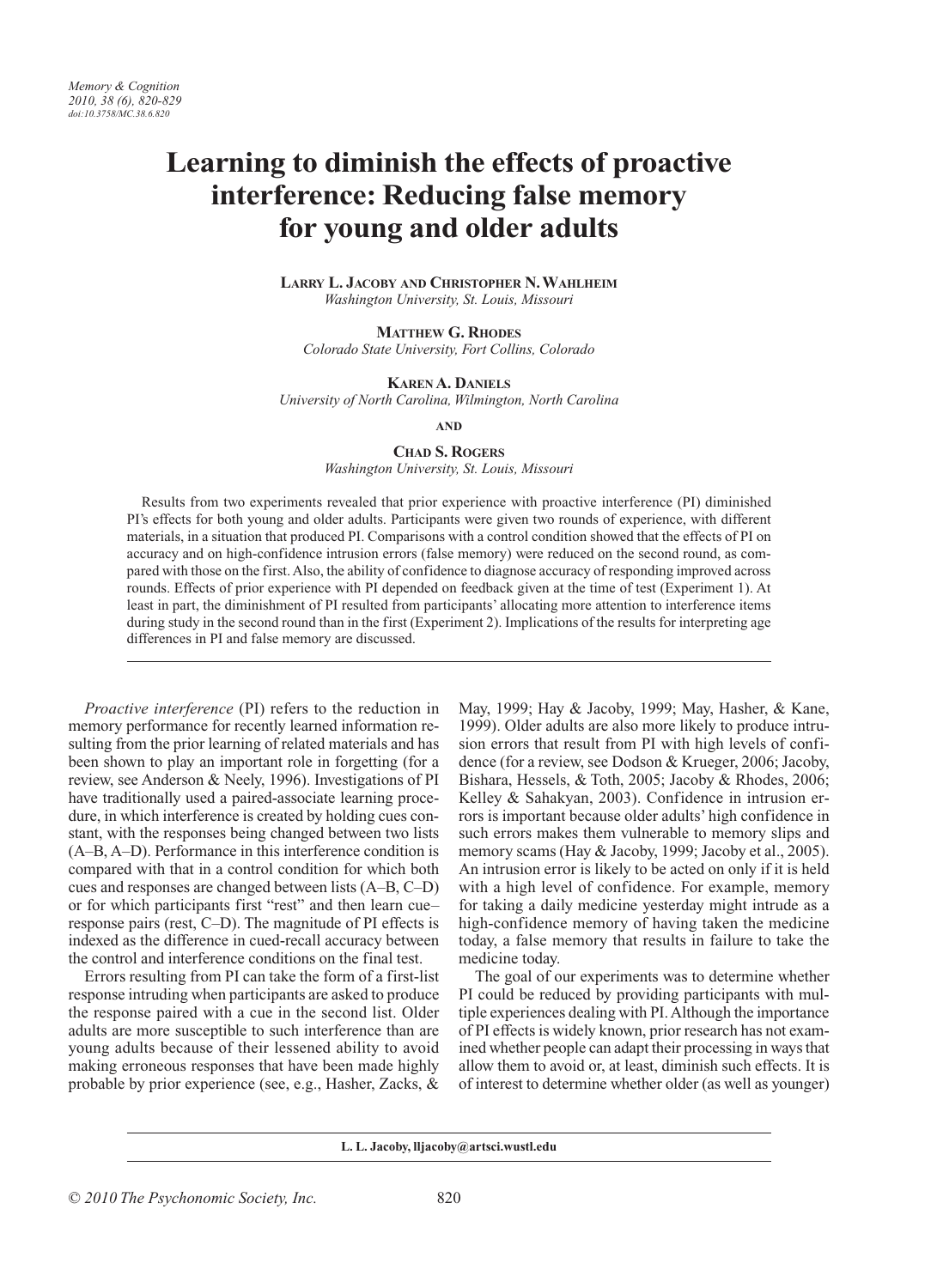# Learning to diminish the effects of proactive interference: Reducing false memory for young and older adults

**Larry L. Jacoby and Christopher N. Wahlheim**
*Washington University, St. Louis, Missouri*

**Matthew G. Rhodes**
*Colorado State University, Fort Collins, Colorado*

**Karen A. Daniels**
*University of North Carolina, Wilmington, North Carolina*

**and**

**Chad S. Rogers**
*Washington University, St. Louis, Missouri*

Results from two experiments revealed that prior experience with proactive interference (PI) diminished PI's effects for both young and older adults. Participants were given two rounds of experience, with different materials, in a situation that produced PI. Comparisons with a control condition showed that the effects of PI on accuracy and on high-confidence intrusion errors (false memory) were reduced on the second round, as compared with those on the first. Also, the ability of confidence to diagnose accuracy of responding improved across rounds. Effects of prior experience with PI depended on feedback given at the time of test (Experiment 1). At least in part, the diminishment of PI resulted from participants' allocating more attention to interference items during study in the second round than in the first (Experiment 2). Implications of the results for interpreting age differences in PI and false memory are discussed.

---

*Proactive interference* (PI) refers to the reduction in memory performance for recently learned information resulting from the prior learning of related materials and has been shown to play an important role in forgetting (for a review, see Anderson & Neely, 1996). Investigations of PI have traditionally used a paired-associate learning procedure, in which interference is created by holding cues constant, with the responses being changed between two lists (A–B, A–D). Performance in this interference condition is compared with that in a control condition for which both cues and responses are changed between lists (A–B, C–D) or for which participants first "rest" and then learn cue–response pairs (rest, C–D). The magnitude of PI effects is indexed as the difference in cued-recall accuracy between the control and interference conditions on the final test.

Errors resulting from PI can take the form of a first-list response intruding when participants are asked to produce the response paired with a cue in the second list. Older adults are more susceptible to such interference than are young adults because of their lessened ability to avoid making erroneous responses that have been made highly probable by prior experience (see, e.g., Hasher, Zacks, & May, 1999; Hay & Jacoby, 1999; May, Hasher, & Kane, 1999). Older adults are also more likely to produce intrusion errors that result from PI with high levels of confidence (for a review, see Dodson & Krueger, 2006; Jacoby, Bishara, Hessels, & Toth, 2005; Jacoby & Rhodes, 2006; Kelley & Sahakyan, 2003). Confidence in intrusion errors is important because older adults' high confidence in such errors makes them vulnerable to memory slips and memory scams (Hay & Jacoby, 1999; Jacoby et al., 2005). An intrusion error is likely to be acted on only if it is held with a high level of confidence. For example, memory for taking a daily medicine yesterday might intrude as a high-confidence memory of having taken the medicine today, a false memory that results in failure to take the medicine today.

The goal of our experiments was to determine whether PI could be reduced by providing participants with multiple experiences dealing with PI. Although the importance of PI effects is widely known, prior research has not examined whether people can adapt their processing in ways that allow them to avoid or, at least, diminish such effects. It is of interest to determine whether older (as well as younger)

---

L. L. Jacoby, lljacoby@artsci.wustl.edu

© 2010 The Psychonomic Society, Inc.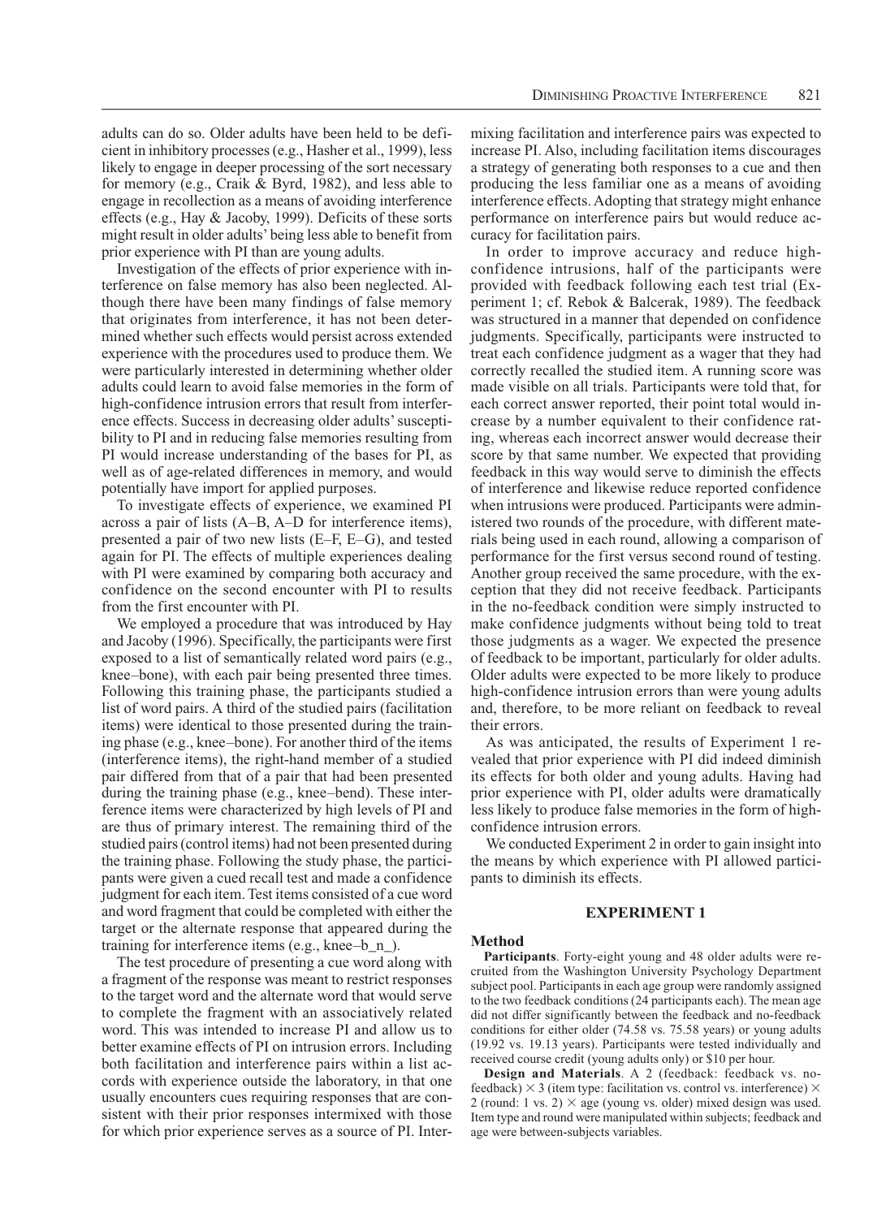adults can do so. Older adults have been held to be deficient in inhibitory processes (e.g., Hasher et al., 1999), less likely to engage in deeper processing of the sort necessary for memory (e.g., Craik & Byrd, 1982), and less able to engage in recollection as a means of avoiding interference effects (e.g., Hay & Jacoby, 1999). Deficits of these sorts might result in older adults' being less able to benefit from prior experience with PI than are young adults.

Investigation of the effects of prior experience with interference on false memory has also been neglected. Although there have been many findings of false memory that originates from interference, it has not been determined whether such effects would persist across extended experience with the procedures used to produce them. We were particularly interested in determining whether older adults could learn to avoid false memories in the form of high-confidence intrusion errors that result from interference effects. Success in decreasing older adults' susceptibility to PI and in reducing false memories resulting from PI would increase understanding of the bases for PI, as well as of age-related differences in memory, and would potentially have import for applied purposes.

To investigate effects of experience, we examined PI across a pair of lists (A–B, A–D for interference items), presented a pair of two new lists (E–F, E–G), and tested again for PI. The effects of multiple experiences dealing with PI were examined by comparing both accuracy and confidence on the second encounter with PI to results from the first encounter with PI.

We employed a procedure that was introduced by Hay and Jacoby (1996). Specifically, the participants were first exposed to a list of semantically related word pairs (e.g., knee–bone), with each pair being presented three times. Following this training phase, the participants studied a list of word pairs. A third of the studied pairs (facilitation items) were identical to those presented during the training phase (e.g., knee–bone). For another third of the items (interference items), the right-hand member of a studied pair differed from that of a pair that had been presented during the training phase (e.g., knee–bend). These interference items were characterized by high levels of PI and are thus of primary interest. The remaining third of the studied pairs (control items) had not been presented during the training phase. Following the study phase, the participants were given a cued recall test and made a confidence judgment for each item. Test items consisted of a cue word and word fragment that could be completed with either the target or the alternate response that appeared during the training for interference items (e.g., knee–b_n_).

The test procedure of presenting a cue word along with a fragment of the response was meant to restrict responses to the target word and the alternate word that would serve to complete the fragment with an associatively related word. This was intended to increase PI and allow us to better examine effects of PI on intrusion errors. Including both facilitation and interference pairs within a list accords with experience outside the laboratory, in that one usually encounters cues requiring responses that are consistent with their prior responses intermixed with those for which prior experience serves as a source of PI. Intermixing facilitation and interference pairs was expected to increase PI. Also, including facilitation items discourages a strategy of generating both responses to a cue and then producing the less familiar one as a means of avoiding interference effects. Adopting that strategy might enhance performance on interference pairs but would reduce accuracy for facilitation pairs.

In order to improve accuracy and reduce high-confidence intrusions, half of the participants were provided with feedback following each test trial (Experiment 1; cf. Rebok & Balcerak, 1989). The feedback was structured in a manner that depended on confidence judgments. Specifically, participants were instructed to treat each confidence judgment as a wager that they had correctly recalled the studied item. A running score was made visible on all trials. Participants were told that, for each correct answer reported, their point total would increase by a number equivalent to their confidence rating, whereas each incorrect answer would decrease their score by that same number. We expected that providing feedback in this way would serve to diminish the effects of interference and likewise reduce reported confidence when intrusions were produced. Participants were administered two rounds of the procedure, with different materials being used in each round, allowing a comparison of performance for the first versus second round of testing. Another group received the same procedure, with the exception that they did not receive feedback. Participants in the no-feedback condition were simply instructed to make confidence judgments without being told to treat those judgments as a wager. We expected the presence of feedback to be important, particularly for older adults. Older adults were expected to be more likely to produce high-confidence intrusion errors than were young adults and, therefore, to be more reliant on feedback to reveal their errors.

As was anticipated, the results of Experiment 1 revealed that prior experience with PI did indeed diminish its effects for both older and young adults. Having had prior experience with PI, older adults were dramatically less likely to produce false memories in the form of high-confidence intrusion errors.

We conducted Experiment 2 in order to gain insight into the means by which experience with PI allowed participants to diminish its effects.

## EXPERIMENT 1

### Method

**Participants**. Forty-eight young and 48 older adults were recruited from the Washington University Psychology Department subject pool. Participants in each age group were randomly assigned to the two feedback conditions (24 participants each). The mean age did not differ significantly between the feedback and no-feedback conditions for either older (74.58 vs. 75.58 years) or young adults (19.92 vs. 19.13 years). Participants were tested individually and received course credit (young adults only) or $10 per hour.

**Design and Materials**. A 2 (feedback: feedback vs. no-feedback) × 3 (item type: facilitation vs. control vs. interference) × 2 (round: 1 vs. 2) × age (young vs. older) mixed design was used. Item type and round were manipulated within subjects; feedback and age were between-subjects variables.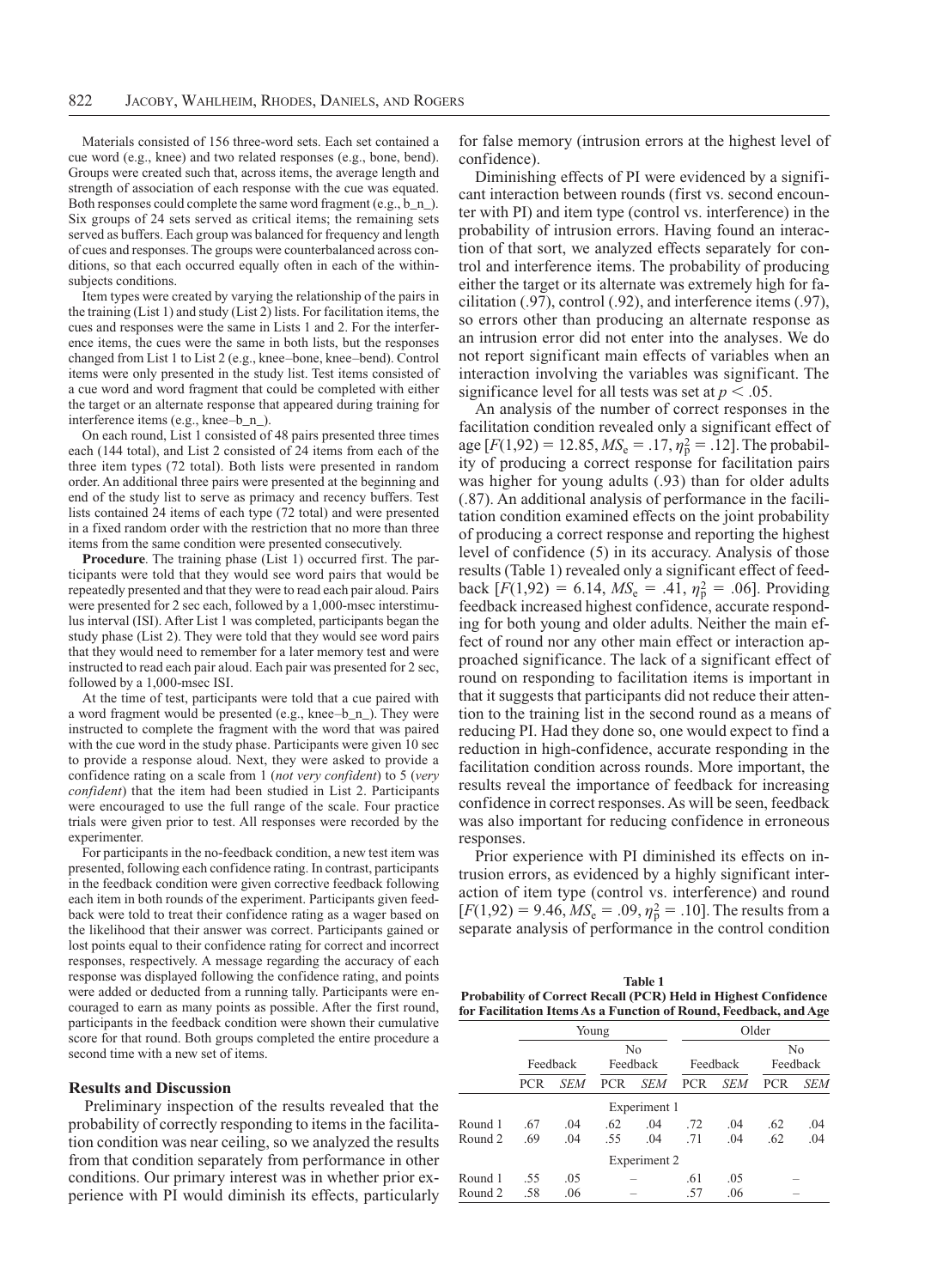Materials consisted of 156 three-word sets. Each set contained a cue word (e.g., knee) and two related responses (e.g., bone, bend). Groups were created such that, across items, the average length and strength of association of each response with the cue was equated. Both responses could complete the same word fragment (e.g., b_n_). Six groups of 24 sets served as critical items; the remaining sets served as buffers. Each group was balanced for frequency and length of cues and responses. The groups were counterbalanced across conditions, so that each occurred equally often in each of the within-subjects conditions.

Item types were created by varying the relationship of the pairs in the training (List 1) and study (List 2) lists. For facilitation items, the cues and responses were the same in Lists 1 and 2. For the interference items, the cues were the same in both lists, but the responses changed from List 1 to List 2 (e.g., knee–bone, knee–bend). Control items were only presented in the study list. Test items consisted of a cue word and word fragment that could be completed with either the target or an alternate response that appeared during training for interference items (e.g., knee–b_n_).

On each round, List 1 consisted of 48 pairs presented three times each (144 total), and List 2 consisted of 24 items from each of the three item types (72 total). Both lists were presented in random order. An additional three pairs were presented at the beginning and end of the study list to serve as primacy and recency buffers. Test lists contained 24 items of each type (72 total) and were presented in a fixed random order with the restriction that no more than three items from the same condition were presented consecutively.

**Procedure**. The training phase (List 1) occurred first. The participants were told that they would see word pairs that would be repeatedly presented and that they were to read each pair aloud. Pairs were presented for 2 sec each, followed by a 1,000-msec interstimulus interval (ISI). After List 1 was completed, participants began the study phase (List 2). They were told that they would see word pairs that they would need to remember for a later memory test and were instructed to read each pair aloud. Each pair was presented for 2 sec, followed by a 1,000-msec ISI.

At the time of test, participants were told that a cue paired with a word fragment would be presented (e.g., knee–b_n_). They were instructed to complete the fragment with the word that was paired with the cue word in the study phase. Participants were given 10 sec to provide a response aloud. Next, they were asked to provide a confidence rating on a scale from 1 (*not very confident*) to 5 (*very confident*) that the item had been studied in List 2. Participants were encouraged to use the full range of the scale. Four practice trials were given prior to test. All responses were recorded by the experimenter.

For participants in the no-feedback condition, a new test item was presented, following each confidence rating. In contrast, participants in the feedback condition were given corrective feedback following each item in both rounds of the experiment. Participants given feedback were told to treat their confidence rating as a wager based on the likelihood that their answer was correct. Participants gained or lost points equal to their confidence rating for correct and incorrect responses, respectively. A message regarding the accuracy of each response was displayed following the confidence rating, and points were added or deducted from a running tally. Participants were encouraged to earn as many points as possible. After the first round, participants in the feedback condition were shown their cumulative score for that round. Both groups completed the entire procedure a second time with a new set of items.

## Results and Discussion

Preliminary inspection of the results revealed that the probability of correctly responding to items in the facilitation condition was near ceiling, so we analyzed the results from that condition separately from performance in other conditions. Our primary interest was in whether prior experience with PI would diminish its effects, particularly for false memory (intrusion errors at the highest level of confidence).

Diminishing effects of PI were evidenced by a significant interaction between rounds (first vs. second encounter with PI) and item type (control vs. interference) in the probability of intrusion errors. Having found an interaction of that sort, we analyzed effects separately for control and interference items. The probability of producing either the target or its alternate was extremely high for facilitation (.97), control (.92), and interference items (.97), so errors other than producing an alternate response as an intrusion error did not enter into the analyses. We do not report significant main effects of variables when an interaction involving the variables was significant. The significance level for all tests was set at $p < .05$.

An analysis of the number of correct responses in the facilitation condition revealed only a significant effect of age [$F(1,92) = 12.85$, $MS_e = .17$, $\eta_p^2 = .12$]. The probability of producing a correct response for facilitation pairs was higher for young adults (.93) than for older adults (.87). An additional analysis of performance in the facilitation condition examined effects on the joint probability of producing a correct response and reporting the highest level of confidence (5) in its accuracy. Analysis of those results (Table 1) revealed only a significant effect of feedback [$F(1,92) = 6.14$, $MS_e = .41$, $\eta_p^2 = .06$]. Providing feedback increased highest confidence, accurate responding for both young and older adults. Neither the main effect of round nor any other main effect or interaction approached significance. The lack of a significant effect of round on responding to facilitation items is important in that it suggests that participants did not reduce their attention to the training list in the second round as a means of reducing PI. Had they done so, one would expect to find a reduction in high-confidence, accurate responding in the facilitation condition across rounds. More important, the results reveal the importance of feedback for increasing confidence in correct responses. As will be seen, feedback was also important for reducing confidence in erroneous responses.

Prior experience with PI diminished its effects on intrusion errors, as evidenced by a highly significant interaction of item type (control vs. interference) and round [$F(1,92) = 9.46$, $MS_e = .09$, $\eta_p^2 = .10$]. The results from a separate analysis of performance in the control condition

**Table 1**
**Probability of Correct Recall (PCR) Held in Highest Confidence for Facilitation Items As a Function of Round, Feedback, and Age**

| | Young | | | | Older | | | |
|---|---|---|---|---|---|---|---|---|
| | Feedback | | No Feedback | | Feedback | | No Feedback | |
| | PCR | *SEM* | PCR | *SEM* | PCR | *SEM* | PCR | *SEM* |
| | | | | Experiment 1 | | | | |
| Round 1 | .67 | .04 | .62 | .04 | .72 | .04 | .62 | .04 |
| Round 2 | .69 | .04 | .55 | .04 | .71 | .04 | .62 | .04 |
| | | | | Experiment 2 | | | | |
| Round 1 | .55 | .05 | | – | .61 | .05 | | – |
| Round 2 | .58 | .06 | | – | .57 | .06 | | – |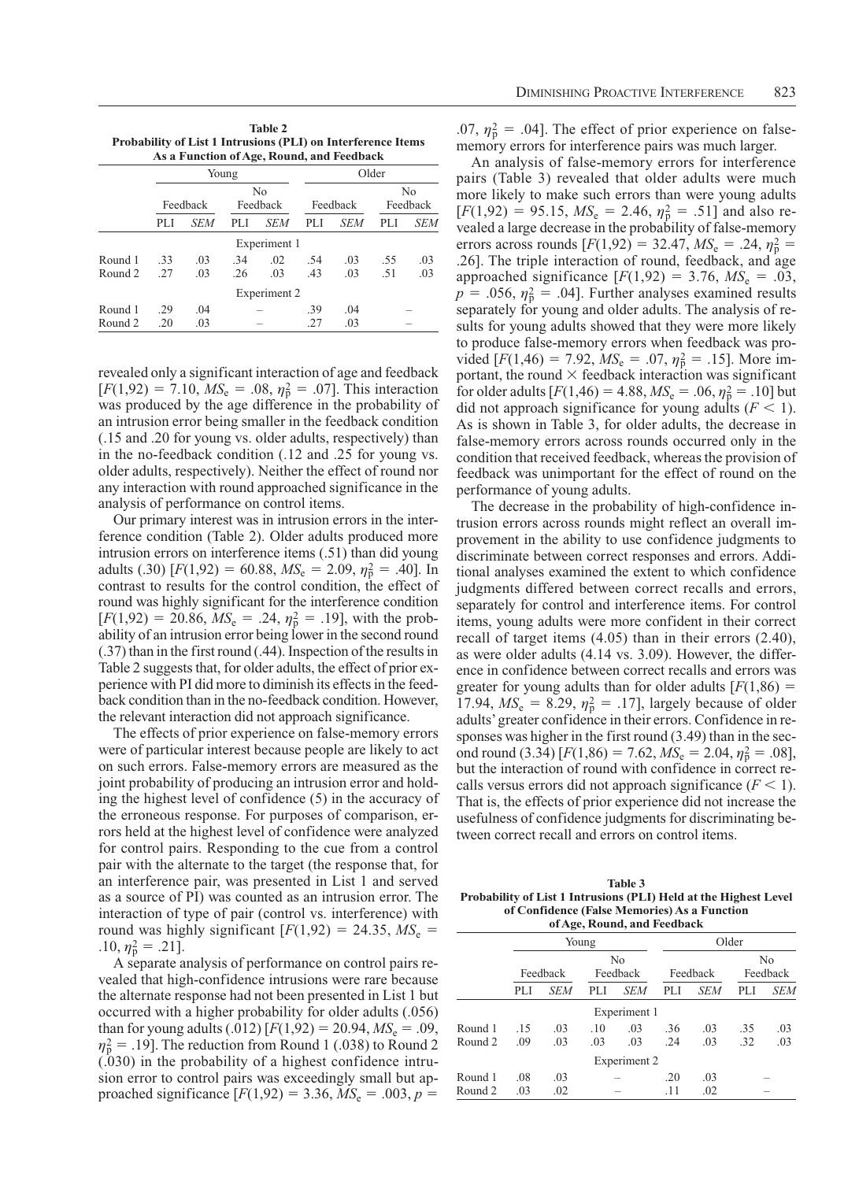**Table 2**
**Probability of List 1 Intrusions (PLI) on Interference Items As a Function of Age, Round, and Feedback**

| | Young | | | | Older | | | |
|---|---|---|---|---|---|---|---|---|
| | Feedback | | No Feedback | | Feedback | | No Feedback | |
| | PLI | *SEM* | PLI | *SEM* | PLI | *SEM* | PLI | *SEM* |
| | | | | Experiment 1 | | | | |
| Round 1 | .33 | .03 | .34 | .02 | .54 | .03 | .55 | .03 |
| Round 2 | .27 | .03 | .26 | .03 | .43 | .03 | .51 | .03 |
| | | | | Experiment 2 | | | | |
| Round 1 | .29 | .04 | | – | .39 | .04 | | – |
| Round 2 | .20 | .03 | | – | .27 | .03 | | – |

revealed only a significant interaction of age and feedback [$F(1,92) = 7.10$, $MS_e = .08$, $\eta_p^2 = .07$]. This interaction was produced by the age difference in the probability of an intrusion error being smaller in the feedback condition (.15 and .20 for young vs. older adults, respectively) than in the no-feedback condition (.12 and .25 for young vs. older adults, respectively). Neither the effect of round nor any interaction with round approached significance in the analysis of performance on control items.

Our primary interest was in intrusion errors in the interference condition (Table 2). Older adults produced more intrusion errors on interference items (.51) than did young adults (.30) [$F(1,92) = 60.88$, $MS_e = 2.09$, $\eta_p^2 = .40$]. In contrast to results for the control condition, the effect of round was highly significant for the interference condition [$F(1,92) = 20.86$, $MS_e = .24$, $\eta_p^2 = .19$], with the probability of an intrusion error being lower in the second round (.37) than in the first round (.44). Inspection of the results in Table 2 suggests that, for older adults, the effect of prior experience with PI did more to diminish its effects in the feedback condition than in the no-feedback condition. However, the relevant interaction did not approach significance.

The effects of prior experience on false-memory errors were of particular interest because people are likely to act on such errors. False-memory errors are measured as the joint probability of producing an intrusion error and holding the highest level of confidence (5) in the accuracy of the erroneous response. For purposes of comparison, errors held at the highest level of confidence were analyzed for control pairs. Responding to the cue from a control pair with the alternate to the target (the response that, for an interference pair, was presented in List 1 and served as a source of PI) was counted as an intrusion error. The interaction of type of pair (control vs. interference) with round was highly significant [$F(1,92) = 24.35$, $MS_e = .10$, $\eta_p^2 = .21$].

A separate analysis of performance on control pairs revealed that high-confidence intrusions were rare because the alternate response had not been presented in List 1 but occurred with a higher probability for older adults (.056) than for young adults (.012) [$F(1,92) = 20.94$, $MS_e = .09$, $\eta_p^2 = .19$]. The reduction from Round 1 (.038) to Round 2 (.030) in the probability of a highest confidence intrusion error to control pairs was exceedingly small but approached significance [$F(1,92) = 3.36$, $MS_e = .003$, $p = .07$, $\eta_p^2 = .04$]. The effect of prior experience on false-memory errors for interference pairs was much larger.

An analysis of false-memory errors for interference pairs (Table 3) revealed that older adults were much more likely to make such errors than were young adults [$F(1,92) = 95.15$, $MS_e = 2.46$, $\eta_p^2 = .51$] and also revealed a large decrease in the probability of false-memory errors across rounds [$F(1,92) = 32.47$, $MS_e = .24$, $\eta_p^2 = .26$]. The triple interaction of round, feedback, and age approached significance [$F(1,92) = 3.76$, $MS_e = .03$, $p = .056$, $\eta_p^2 = .04$]. Further analyses examined results separately for young and older adults. The analysis of results for young adults showed that they were more likely to produce false-memory errors when feedback was provided [$F(1,46) = 7.92$, $MS_e = .07$, $\eta_p^2 = .15$]. More important, the round × feedback interaction was significant for older adults [$F(1,46) = 4.88$, $MS_e = .06$, $\eta_p^2 = .10$] but did not approach significance for young adults ($F < 1$). As is shown in Table 3, for older adults, the decrease in false-memory errors across rounds occurred only in the condition that received feedback, whereas the provision of feedback was unimportant for the effect of round on the performance of young adults.

The decrease in the probability of high-confidence intrusion errors across rounds might reflect an overall improvement in the ability to use confidence judgments to discriminate between correct responses and errors. Additional analyses examined the extent to which confidence judgments differed between correct recalls and errors, separately for control and interference items. For control items, young adults were more confident in their correct recall of target items (4.05) than in their errors (2.40), as were older adults (4.14 vs. 3.09). However, the difference in confidence between correct recalls and errors was greater for young adults than for older adults [$F(1,86) = 17.94$, $MS_e = 8.29$, $\eta_p^2 = .17$], largely because of older adults' greater confidence in their errors. Confidence in responses was higher in the first round (3.49) than in the second round (3.34) [$F(1,86) = 7.62$, $MS_e = 2.04$, $\eta_p^2 = .08$], but the interaction of round with confidence in correct recalls versus errors did not approach significance ($F < 1$). That is, the effects of prior experience did not increase the usefulness of confidence judgments for discriminating between correct recall and errors on control items.

**Table 3**
**Probability of List 1 Intrusions (PLI) Held at the Highest Level of Confidence (False Memories) As a Function of Age, Round, and Feedback**

| | Young | | | | Older | | | |
|---|---|---|---|---|---|---|---|---|
| | Feedback | | No Feedback | | Feedback | | No Feedback | |
| | PLI | *SEM* | PLI | *SEM* | PLI | *SEM* | PLI | *SEM* |
| | | | | Experiment 1 | | | | |
| Round 1 | .15 | .03 | .10 | .03 | .36 | .03 | .35 | .03 |
| Round 2 | .09 | .03 | .03 | .03 | .24 | .03 | .32 | .03 |
| | | | | Experiment 2 | | | | |
| Round 1 | .08 | .03 | | – | .20 | .03 | | – |
| Round 2 | .03 | .02 | | – | .11 | .02 | | – |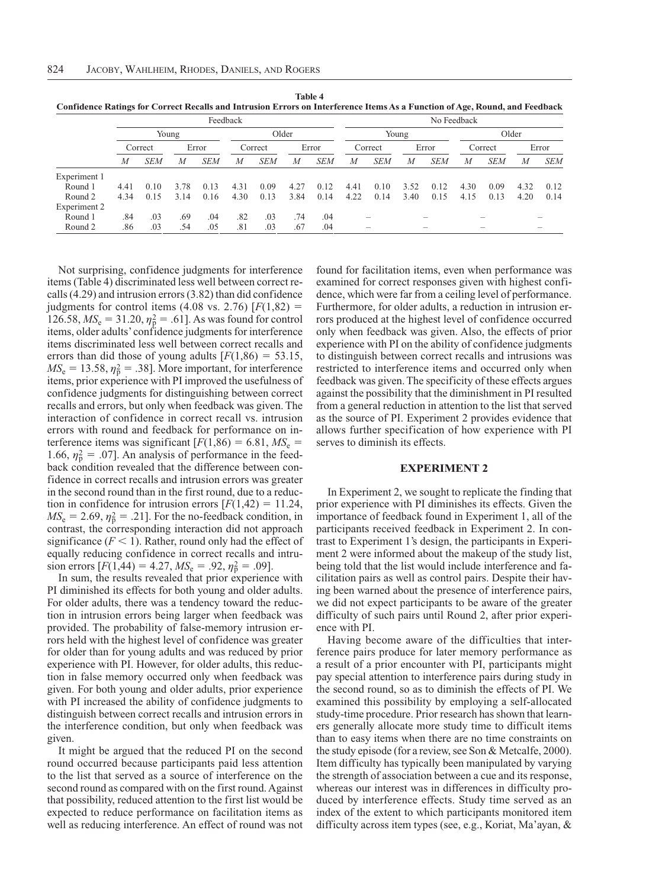**Table 4**
**Confidence Ratings for Correct Recalls and Intrusion Errors on Interference Items As a Function of Age, Round, and Feedback**

| | Feedback | | | | | | | | No Feedback | | | | | | | |
|---|---|---|---|---|---|---|---|---|---|---|---|---|---|---|---|---|
| | Young | | | | Older | | | | Young | | | | Older | | | |
| | Correct | | Error | | Correct | | Error | | Correct | | Error | | Correct | | Error | |
| | *M* | *SEM* | *M* | *SEM* | *M* | *SEM* | *M* | *SEM* | *M* | *SEM* | *M* | *SEM* | *M* | *SEM* | *M* | *SEM* |
| Experiment 1 | | | | | | | | | | | | | | | | |
| Round 1 | 4.41 | 0.10 | 3.78 | 0.13 | 4.31 | 0.09 | 4.27 | 0.12 | 4.41 | 0.10 | 3.52 | 0.12 | 4.30 | 0.09 | 4.32 | 0.12 |
| Round 2 | 4.34 | 0.15 | 3.14 | 0.16 | 4.30 | 0.13 | 3.84 | 0.14 | 4.22 | 0.14 | 3.40 | 0.15 | 4.15 | 0.13 | 4.20 | 0.14 |
| Experiment 2 | | | | | | | | | | | | | | | | |
| Round 1 | .84 | .03 | .69 | .04 | .82 | .03 | .74 | .04 | – | | – | | – | | – | |
| Round 2 | .86 | .03 | .54 | .05 | .81 | .03 | .67 | .04 | – | | – | | – | | – | |

Not surprising, confidence judgments for interference items (Table 4) discriminated less well between correct recalls (4.29) and intrusion errors (3.82) than did confidence judgments for control items (4.08 vs. 2.76) [$F(1,82) = 126.58$, $MS_e = 31.20$, $\eta_p^2 = .61$]. As was found for control items, older adults' confidence judgments for interference items discriminated less well between correct recalls and errors than did those of young adults [$F(1,86) = 53.15$, $MS_e = 13.58$, $\eta_p^2 = .38$]. More important, for interference items, prior experience with PI improved the usefulness of confidence judgments for distinguishing between correct recalls and errors, but only when feedback was given. The interaction of confidence in correct recall vs. intrusion errors with round and feedback for performance on interference items was significant [$F(1,86) = 6.81$, $MS_e = 1.66$, $\eta_p^2 = .07$]. An analysis of performance in the feedback condition revealed that the difference between confidence in correct recalls and intrusion errors was greater in the second round than in the first round, due to a reduction in confidence for intrusion errors [$F(1,42) = 11.24$, $MS_e = 2.69$, $\eta_p^2 = .21$]. For the no-feedback condition, in contrast, the corresponding interaction did not approach significance ($F < 1$). Rather, round only had the effect of equally reducing confidence in correct recalls and intrusion errors [$F(1,44) = 4.27$, $MS_e = .92$, $\eta_p^2 = .09$].

In sum, the results revealed that prior experience with PI diminished its effects for both young and older adults. For older adults, there was a tendency toward the reduction in intrusion errors being larger when feedback was provided. The probability of false-memory intrusion errors held with the highest level of confidence was greater for older than for young adults and was reduced by prior experience with PI. However, for older adults, this reduction in false memory occurred only when feedback was given. For both young and older adults, prior experience with PI increased the ability of confidence judgments to distinguish between correct recalls and intrusion errors in the interference condition, but only when feedback was given.

It might be argued that the reduced PI on the second round occurred because participants paid less attention to the list that served as a source of interference on the second round as compared with on the first round. Against that possibility, reduced attention to the first list would be expected to reduce performance on facilitation items as well as reducing interference. An effect of round was not found for facilitation items, even when performance was examined for correct responses given with highest confidence, which were far from a ceiling level of performance. Furthermore, for older adults, a reduction in intrusion errors produced at the highest level of confidence occurred only when feedback was given. Also, the effects of prior experience with PI on the ability of confidence judgments to distinguish between correct recalls and intrusions was restricted to interference items and occurred only when feedback was given. The specificity of these effects argues against the possibility that the diminishment in PI resulted from a general reduction in attention to the list that served as the source of PI. Experiment 2 provides evidence that allows further specification of how experience with PI serves to diminish its effects.

## EXPERIMENT 2

In Experiment 2, we sought to replicate the finding that prior experience with PI diminishes its effects. Given the importance of feedback found in Experiment 1, all of the participants received feedback in Experiment 2. In contrast to Experiment 1's design, the participants in Experiment 2 were informed about the makeup of the study list, being told that the list would include interference and facilitation pairs as well as control pairs. Despite their having been warned about the presence of interference pairs, we did not expect participants to be aware of the greater difficulty of such pairs until Round 2, after prior experience with PI.

Having become aware of the difficulties that interference pairs produce for later memory performance as a result of a prior encounter with PI, participants might pay special attention to interference pairs during study in the second round, so as to diminish the effects of PI. We examined this possibility by employing a self-allocated study-time procedure. Prior research has shown that learners generally allocate more study time to difficult items than to easy items when there are no time constraints on the study episode (for a review, see Son & Metcalfe, 2000). Item difficulty has typically been manipulated by varying the strength of association between a cue and its response, whereas our interest was in differences in difficulty produced by interference effects. Study time served as an index of the extent to which participants monitored item difficulty across item types (see, e.g., Koriat, Ma'ayan, &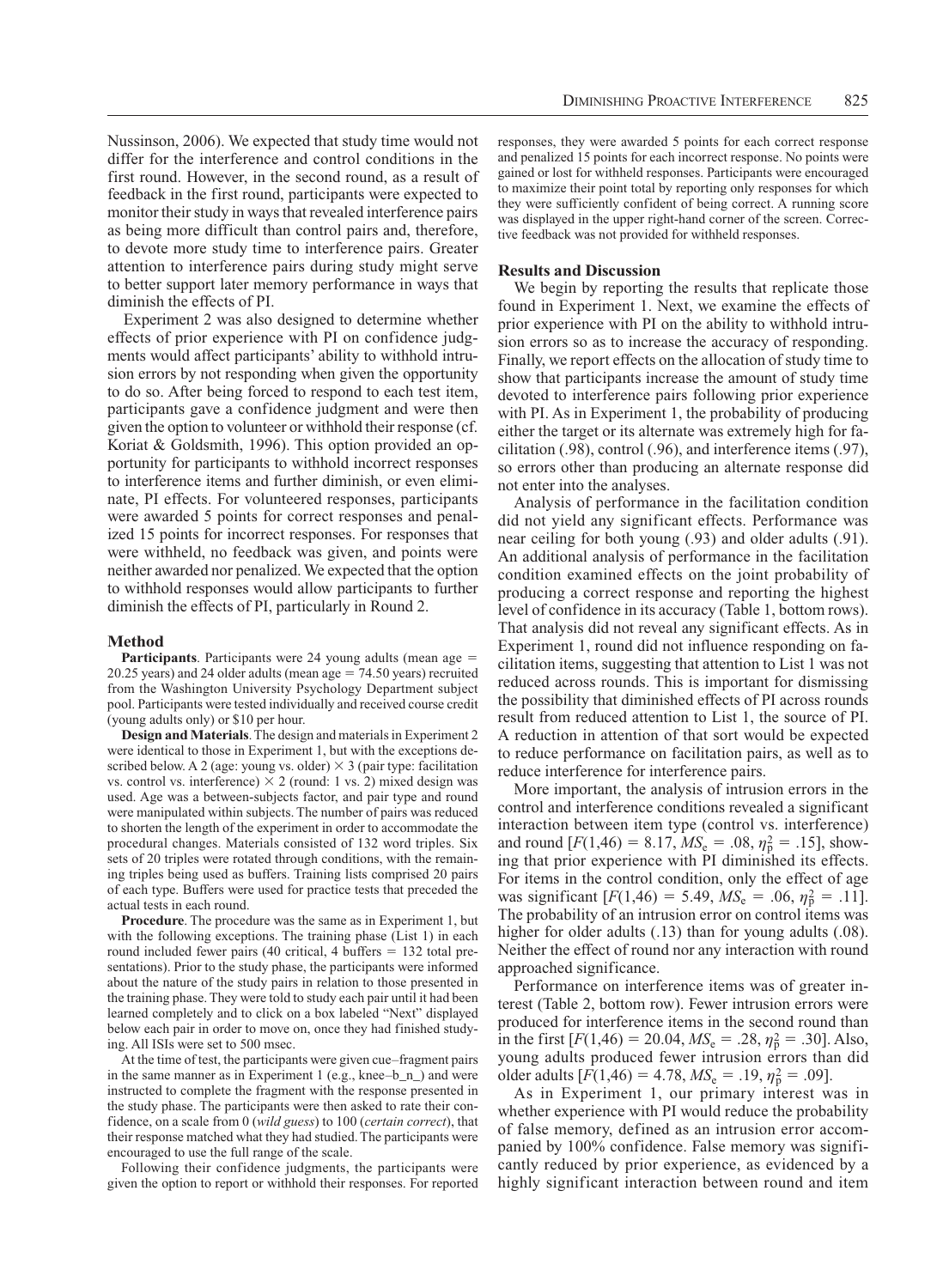Nussinson, 2006). We expected that study time would not differ for the interference and control conditions in the first round. However, in the second round, as a result of feedback in the first round, participants were expected to monitor their study in ways that revealed interference pairs as being more difficult than control pairs and, therefore, to devote more study time to interference pairs. Greater attention to interference pairs during study might serve to better support later memory performance in ways that diminish the effects of PI.

Experiment 2 was also designed to determine whether effects of prior experience with PI on confidence judgments would affect participants' ability to withhold intrusion errors by not responding when given the opportunity to do so. After being forced to respond to each test item, participants gave a confidence judgment and were then given the option to volunteer or withhold their response (cf. Koriat & Goldsmith, 1996). This option provided an opportunity for participants to withhold incorrect responses to interference items and further diminish, or even eliminate, PI effects. For volunteered responses, participants were awarded 5 points for correct responses and penalized 15 points for incorrect responses. For responses that were withheld, no feedback was given, and points were neither awarded nor penalized. We expected that the option to withhold responses would allow participants to further diminish the effects of PI, particularly in Round 2.

## Method

**Participants**. Participants were 24 young adults (mean age = 20.25 years) and 24 older adults (mean age = 74.50 years) recruited from the Washington University Psychology Department subject pool. Participants were tested individually and received course credit (young adults only) or $10 per hour.

**Design and Materials**. The design and materials in Experiment 2 were identical to those in Experiment 1, but with the exceptions described below. A 2 (age: young vs. older) × 3 (pair type: facilitation vs. control vs. interference) × 2 (round: 1 vs. 2) mixed design was used. Age was a between-subjects factor, and pair type and round were manipulated within subjects. The number of pairs was reduced to shorten the length of the experiment in order to accommodate the procedural changes. Materials consisted of 132 word triples. Six sets of 20 triples were rotated through conditions, with the remaining triples being used as buffers. Training lists comprised 20 pairs of each type. Buffers were used for practice tests that preceded the actual tests in each round.

**Procedure**. The procedure was the same as in Experiment 1, but with the following exceptions. The training phase (List 1) in each round included fewer pairs (40 critical, 4 buffers = 132 total presentations). Prior to the study phase, the participants were informed about the nature of the study pairs in relation to those presented in the training phase. They were told to study each pair until it had been learned completely and to click on a box labeled "Next" displayed below each pair in order to move on, once they had finished studying. All ISIs were set to 500 msec.

At the time of test, the participants were given cue–fragment pairs in the same manner as in Experiment 1 (e.g., knee–b_n_) and were instructed to complete the fragment with the response presented in the study phase. The participants were then asked to rate their confidence, on a scale from 0 (*wild guess*) to 100 (*certain correct*), that their response matched what they had studied. The participants were encouraged to use the full range of the scale.

Following their confidence judgments, the participants were given the option to report or withhold their responses. For reported responses, they were awarded 5 points for each correct response and penalized 15 points for each incorrect response. No points were gained or lost for withheld responses. Participants were encouraged to maximize their point total by reporting only responses for which they were sufficiently confident of being correct. A running score was displayed in the upper right-hand corner of the screen. Corrective feedback was not provided for withheld responses.

## Results and Discussion

We begin by reporting the results that replicate those found in Experiment 1. Next, we examine the effects of prior experience with PI on the ability to withhold intrusion errors so as to increase the accuracy of responding. Finally, we report effects on the allocation of study time to show that participants increase the amount of study time devoted to interference pairs following prior experience with PI. As in Experiment 1, the probability of producing either the target or its alternate was extremely high for facilitation (.98), control (.96), and interference items (.97), so errors other than producing an alternate response did not enter into the analyses.

Analysis of performance in the facilitation condition did not yield any significant effects. Performance was near ceiling for both young (.93) and older adults (.91). An additional analysis of performance in the facilitation condition examined effects on the joint probability of producing a correct response and reporting the highest level of confidence in its accuracy (Table 1, bottom rows). That analysis did not reveal any significant effects. As in Experiment 1, round did not influence responding on facilitation items, suggesting that attention to List 1 was not reduced across rounds. This is important for dismissing the possibility that diminished effects of PI across rounds result from reduced attention to List 1, the source of PI. A reduction in attention of that sort would be expected to reduce performance on facilitation pairs, as well as to reduce interference for interference pairs.

More important, the analysis of intrusion errors in the control and interference conditions revealed a significant interaction between item type (control vs. interference) and round [$F(1,46) = 8.17$, $MS_e = .08$, $\eta_p^2 = .15$], showing that prior experience with PI diminished its effects. For items in the control condition, only the effect of age was significant [$F(1,46) = 5.49$, $MS_e = .06$, $\eta_p^2 = .11$]. The probability of an intrusion error on control items was higher for older adults (.13) than for young adults (.08). Neither the effect of round nor any interaction with round approached significance.

Performance on interference items was of greater interest (Table 2, bottom row). Fewer intrusion errors were produced for interference items in the second round than in the first [$F(1,46) = 20.04$, $MS_e = .28$, $\eta_p^2 = .30$]. Also, young adults produced fewer intrusion errors than did older adults [$F(1,46) = 4.78$, $MS_e = .19$, $\eta_p^2 = .09$].

As in Experiment 1, our primary interest was in whether experience with PI would reduce the probability of false memory, defined as an intrusion error accompanied by 100% confidence. False memory was significantly reduced by prior experience, as evidenced by a highly significant interaction between round and item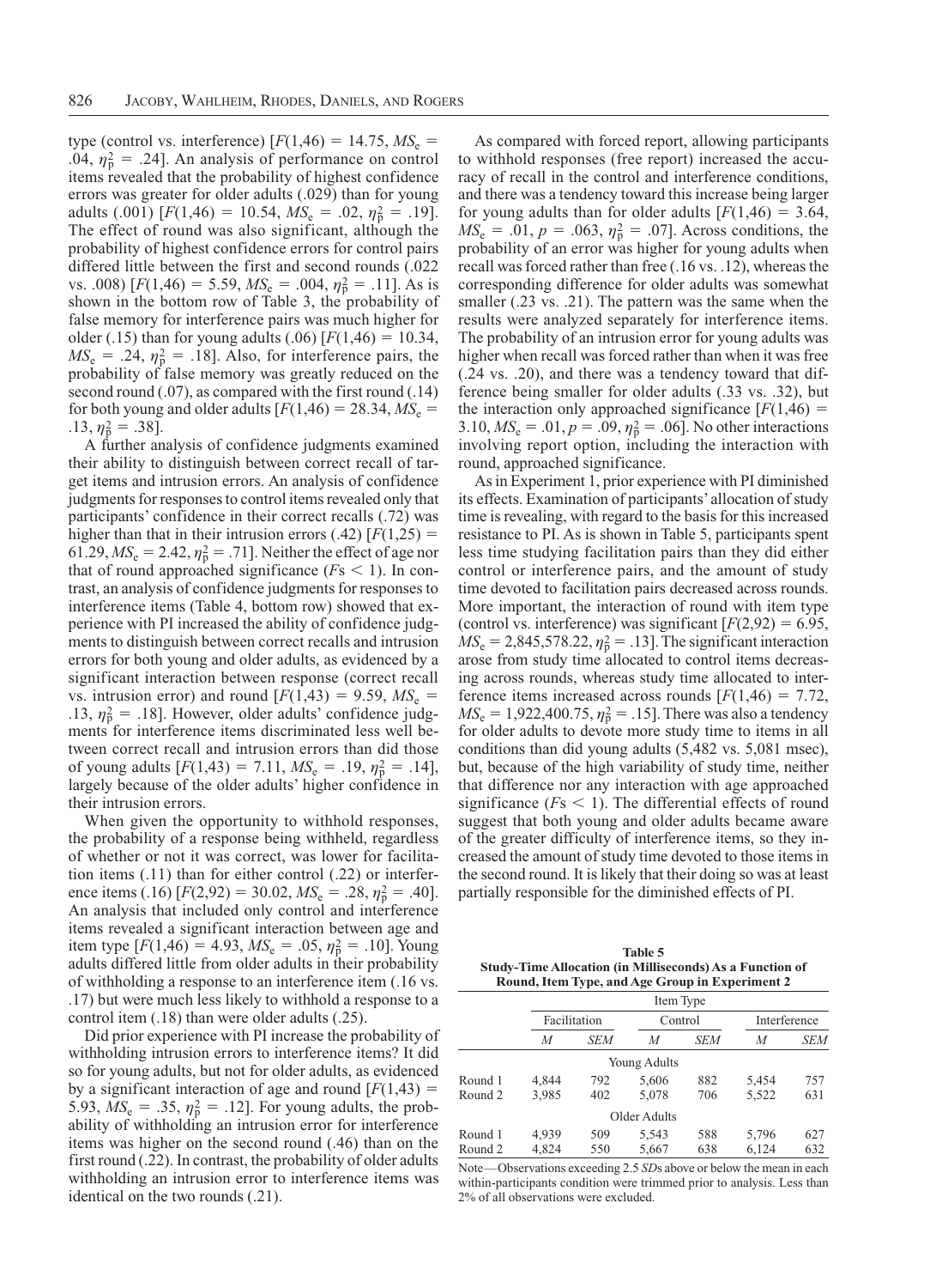type (control vs. interference) [$F(1,46) = 14.75$, $MS_e = .04$, $\eta_p^2 = .24$]. An analysis of performance on control items revealed that the probability of highest confidence errors was greater for older adults (.029) than for young adults (.001) [$F(1,46) = 10.54$, $MS_e = .02$, $\eta_p^2 = .19$]. The effect of round was also significant, although the probability of highest confidence errors for control pairs differed little between the first and second rounds (.022 vs. .008) [$F(1,46) = 5.59$, $MS_e = .004$, $\eta_p^2 = .11$]. As is shown in the bottom row of Table 3, the probability of false memory for interference pairs was much higher for older (.15) than for young adults (.06) [$F(1,46) = 10.34$, $MS_e = .24$, $\eta_p^2 = .18$]. Also, for interference pairs, the probability of false memory was greatly reduced on the second round (.07), as compared with the first round (.14) for both young and older adults [$F(1,46) = 28.34$, $MS_e = .13$, $\eta_p^2 = .38$].

A further analysis of confidence judgments examined their ability to distinguish between correct recall of target items and intrusion errors. An analysis of confidence judgments for responses to control items revealed only that participants' confidence in their correct recalls (.72) was higher than that in their intrusion errors (.42) [$F(1,25) = 61.29$, $MS_e = 2.42$, $\eta_p^2 = .71$]. Neither the effect of age nor that of round approached significance ($F$s $< 1$). In contrast, an analysis of confidence judgments for responses to interference items (Table 4, bottom row) showed that experience with PI increased the ability of confidence judgments to distinguish between correct recalls and intrusion errors for both young and older adults, as evidenced by a significant interaction between response (correct recall vs. intrusion error) and round [$F(1,43) = 9.59$, $MS_e = .13$, $\eta_p^2 = .18$]. However, older adults' confidence judgments for interference items discriminated less well between correct recall and intrusion errors than did those of young adults [$F(1,43) = 7.11$, $MS_e = .19$, $\eta_p^2 = .14$], largely because of the older adults' higher confidence in their intrusion errors.

When given the opportunity to withhold responses, the probability of a response being withheld, regardless of whether or not it was correct, was lower for facilitation items (.11) than for either control (.22) or interference items (.16) [$F(2,92) = 30.02$, $MS_e = .28$, $\eta_p^2 = .40$]. An analysis that included only control and interference items revealed a significant interaction between age and item type [$F(1,46) = 4.93$, $MS_e = .05$, $\eta_p^2 = .10$]. Young adults differed little from older adults in their probability of withholding a response to an interference item (.16 vs. .17) but were much less likely to withhold a response to a control item (.18) than were older adults (.25).

Did prior experience with PI increase the probability of withholding intrusion errors to interference items? It did so for young adults, but not for older adults, as evidenced by a significant interaction of age and round [$F(1,43) = 5.93$, $MS_e = .35$, $\eta_p^2 = .12$]. For young adults, the probability of withholding an intrusion error for interference items was higher on the second round (.46) than on the first round (.22). In contrast, the probability of older adults withholding an intrusion error to interference items was identical on the two rounds (.21).

As compared with forced report, allowing participants to withhold responses (free report) increased the accuracy of recall in the control and interference conditions, and there was a tendency toward this increase being larger for young adults than for older adults [$F(1,46) = 3.64$, $MS_e = .01$, $p = .063$, $\eta_p^2 = .07$]. Across conditions, the probability of an error was higher for young adults when recall was forced rather than free (.16 vs. .12), whereas the corresponding difference for older adults was somewhat smaller (.23 vs. .21). The pattern was the same when the results were analyzed separately for interference items. The probability of an intrusion error for young adults was higher when recall was forced rather than when it was free (.24 vs. .20), and there was a tendency toward that difference being smaller for older adults (.33 vs. .32), but the interaction only approached significance [$F(1,46) = 3.10$, $MS_e = .01$, $p = .09$, $\eta_p^2 = .06$]. No other interactions involving report option, including the interaction with round, approached significance.

As in Experiment 1, prior experience with PI diminished its effects. Examination of participants' allocation of study time is revealing, with regard to the basis for this increased resistance to PI. As is shown in Table 5, participants spent less time studying facilitation pairs than they did either control or interference pairs, and the amount of study time devoted to facilitation pairs decreased across rounds. More important, the interaction of round with item type (control vs. interference) was significant [$F(2,92) = 6.95$, $MS_e = 2,845,578.22$, $\eta_p^2 = .13$]. The significant interaction arose from study time allocated to control items decreasing across rounds, whereas study time allocated to interference items increased across rounds [$F(1,46) = 7.72$, $MS_e = 1,922,400.75$, $\eta_p^2 = .15$]. There was also a tendency for older adults to devote more study time to items in all conditions than did young adults (5,482 vs. 5,081 msec), but, because of the high variability of study time, neither that difference nor any interaction with age approached significance ($F$s $< 1$). The differential effects of round suggest that both young and older adults became aware of the greater difficulty of interference items, so they increased the amount of study time devoted to those items in the second round. It is likely that their doing so was at least partially responsible for the diminished effects of PI.

**Table 5**
**Study-Time Allocation (in Milliseconds) As a Function of Round, Item Type, and Age Group in Experiment 2**

| | Item Type | | | | | |
|---|---|---|---|---|---|---|
| | Facilitation | | Control | | Interference | |
| | *M* | *SEM* | *M* | *SEM* | *M* | *SEM* |
| | | | Young Adults | | | |
| Round 1 | 4,844 | 792 | 5,606 | 882 | 5,454 | 757 |
| Round 2 | 3,985 | 402 | 5,078 | 706 | 5,522 | 631 |
| | | | Older Adults | | | |
| Round 1 | 4,939 | 509 | 5,543 | 588 | 5,796 | 627 |
| Round 2 | 4,824 | 550 | 5,667 | 638 | 6,124 | 632 |

Note—Observations exceeding 2.5 *SD*s above or below the mean in each within-participants condition were trimmed prior to analysis. Less than 2% of all observations were excluded.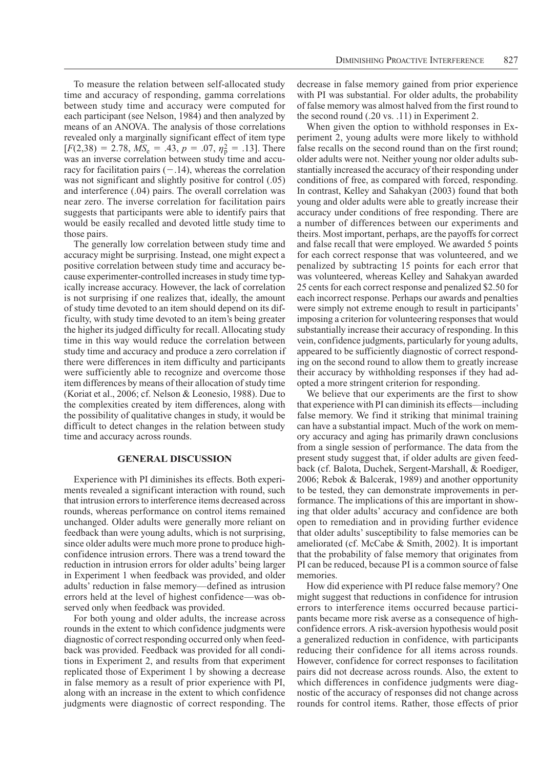To measure the relation between self-allocated study time and accuracy of responding, gamma correlations between study time and accuracy were computed for each participant (see Nelson, 1984) and then analyzed by means of an ANOVA. The analysis of those correlations revealed only a marginally significant effect of item type [$F(2,38) = 2.78$, $MS_e = .43$, $p = .07$, $\eta_p^2 = .13$]. There was an inverse correlation between study time and accuracy for facilitation pairs (−.14), whereas the correlation was not significant and slightly positive for control (.05) and interference (.04) pairs. The overall correlation was near zero. The inverse correlation for facilitation pairs suggests that participants were able to identify pairs that would be easily recalled and devoted little study time to those pairs.

The generally low correlation between study time and accuracy might be surprising. Instead, one might expect a positive correlation between study time and accuracy because experimenter-controlled increases in study time typically increase accuracy. However, the lack of correlation is not surprising if one realizes that, ideally, the amount of study time devoted to an item should depend on its difficulty, with study time devoted to an item's being greater the higher its judged difficulty for recall. Allocating study time in this way would reduce the correlation between study time and accuracy and produce a zero correlation if there were differences in item difficulty and participants were sufficiently able to recognize and overcome those item differences by means of their allocation of study time (Koriat et al., 2006; cf. Nelson & Leonesio, 1988). Due to the complexities created by item differences, along with the possibility of qualitative changes in study, it would be difficult to detect changes in the relation between study time and accuracy across rounds.

## GENERAL DISCUSSION

Experience with PI diminishes its effects. Both experiments revealed a significant interaction with round, such that intrusion errors to interference items decreased across rounds, whereas performance on control items remained unchanged. Older adults were generally more reliant on feedback than were young adults, which is not surprising, since older adults were much more prone to produce high-confidence intrusion errors. There was a trend toward the reduction in intrusion errors for older adults' being larger in Experiment 1 when feedback was provided, and older adults' reduction in false memory—defined as intrusion errors held at the level of highest confidence—was observed only when feedback was provided.

For both young and older adults, the increase across rounds in the extent to which confidence judgments were diagnostic of correct responding occurred only when feedback was provided. Feedback was provided for all conditions in Experiment 2, and results from that experiment replicated those of Experiment 1 by showing a decrease in false memory as a result of prior experience with PI, along with an increase in the extent to which confidence judgments were diagnostic of correct responding. The decrease in false memory gained from prior experience with PI was substantial. For older adults, the probability of false memory was almost halved from the first round to the second round (.20 vs. .11) in Experiment 2.

When given the option to withhold responses in Experiment 2, young adults were more likely to withhold false recalls on the second round than on the first round; older adults were not. Neither young nor older adults substantially increased the accuracy of their responding under conditions of free, as compared with forced, responding. In contrast, Kelley and Sahakyan (2003) found that both young and older adults were able to greatly increase their accuracy under conditions of free responding. There are a number of differences between our experiments and theirs. Most important, perhaps, are the payoffs for correct and false recall that were employed. We awarded 5 points for each correct response that was volunteered, and we penalized by subtracting 15 points for each error that was volunteered, whereas Kelley and Sahakyan awarded 25 cents for each correct response and penalized $2.50 for each incorrect response. Perhaps our awards and penalties were simply not extreme enough to result in participants' imposing a criterion for volunteering responses that would substantially increase their accuracy of responding. In this vein, confidence judgments, particularly for young adults, appeared to be sufficiently diagnostic of correct responding on the second round to allow them to greatly increase their accuracy by withholding responses if they had adopted a more stringent criterion for responding.

We believe that our experiments are the first to show that experience with PI can diminish its effects—including false memory. We find it striking that minimal training can have a substantial impact. Much of the work on memory accuracy and aging has primarily drawn conclusions from a single session of performance. The data from the present study suggest that, if older adults are given feedback (cf. Balota, Duchek, Sergent-Marshall, & Roediger, 2006; Rebok & Balcerak, 1989) and another opportunity to be tested, they can demonstrate improvements in performance. The implications of this are important in showing that older adults' accuracy and confidence are both open to remediation and in providing further evidence that older adults' susceptibility to false memories can be ameliorated (cf. McCabe & Smith, 2002). It is important that the probability of false memory that originates from PI can be reduced, because PI is a common source of false memories.

How did experience with PI reduce false memory? One might suggest that reductions in confidence for intrusion errors to interference items occurred because participants became more risk averse as a consequence of high-confidence errors. A risk-aversion hypothesis would posit a generalized reduction in confidence, with participants reducing their confidence for all items across rounds. However, confidence for correct responses to facilitation pairs did not decrease across rounds. Also, the extent to which differences in confidence judgments were diagnostic of the accuracy of responses did not change across rounds for control items. Rather, those effects of prior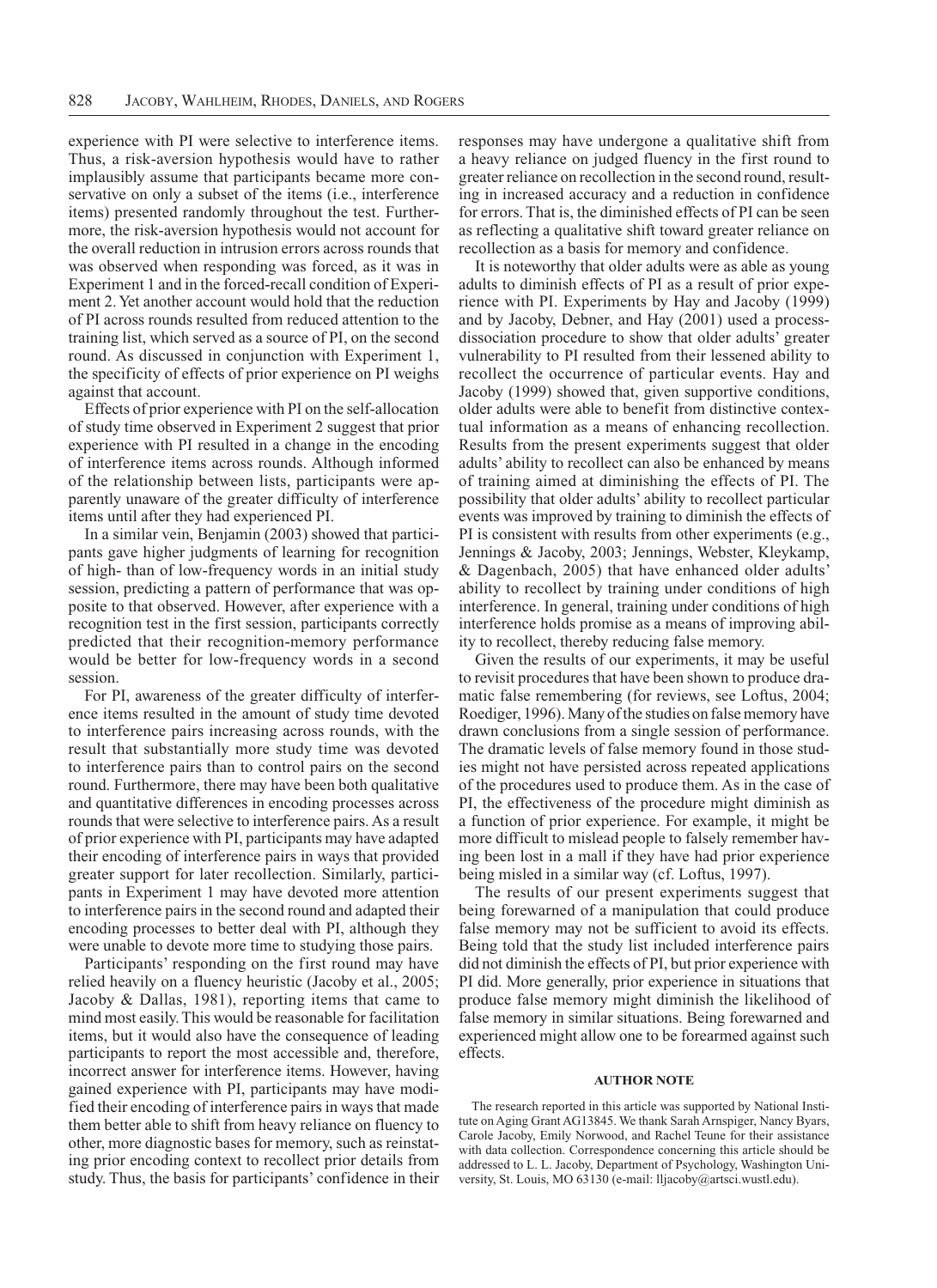experience with PI were selective to interference items. Thus, a risk-aversion hypothesis would have to rather implausibly assume that participants became more conservative on only a subset of the items (i.e., interference items) presented randomly throughout the test. Furthermore, the risk-aversion hypothesis would not account for the overall reduction in intrusion errors across rounds that was observed when responding was forced, as it was in Experiment 1 and in the forced-recall condition of Experiment 2. Yet another account would hold that the reduction of PI across rounds resulted from reduced attention to the training list, which served as a source of PI, on the second round. As discussed in conjunction with Experiment 1, the specificity of effects of prior experience on PI weighs against that account.

Effects of prior experience with PI on the self-allocation of study time observed in Experiment 2 suggest that prior experience with PI resulted in a change in the encoding of interference items across rounds. Although informed of the relationship between lists, participants were apparently unaware of the greater difficulty of interference items until after they had experienced PI.

In a similar vein, Benjamin (2003) showed that participants gave higher judgments of learning for recognition of high- than of low-frequency words in an initial study session, predicting a pattern of performance that was opposite to that observed. However, after experience with a recognition test in the first session, participants correctly predicted that their recognition-memory performance would be better for low-frequency words in a second session.

For PI, awareness of the greater difficulty of interference items resulted in the amount of study time devoted to interference pairs increasing across rounds, with the result that substantially more study time was devoted to interference pairs than to control pairs on the second round. Furthermore, there may have been both qualitative and quantitative differences in encoding processes across rounds that were selective to interference pairs. As a result of prior experience with PI, participants may have adapted their encoding of interference pairs in ways that provided greater support for later recollection. Similarly, participants in Experiment 1 may have devoted more attention to interference pairs in the second round and adapted their encoding processes to better deal with PI, although they were unable to devote more time to studying those pairs.

Participants' responding on the first round may have relied heavily on a fluency heuristic (Jacoby et al., 2005; Jacoby & Dallas, 1981), reporting items that came to mind most easily. This would be reasonable for facilitation items, but it would also have the consequence of leading participants to report the most accessible and, therefore, incorrect answer for interference items. However, having gained experience with PI, participants may have modified their encoding of interference pairs in ways that made them better able to shift from heavy reliance on fluency to other, more diagnostic bases for memory, such as reinstating prior encoding context to recollect prior details from study. Thus, the basis for participants' confidence in their responses may have undergone a qualitative shift from a heavy reliance on judged fluency in the first round to greater reliance on recollection in the second round, resulting in increased accuracy and a reduction in confidence for errors. That is, the diminished effects of PI can be seen as reflecting a qualitative shift toward greater reliance on recollection as a basis for memory and confidence.

It is noteworthy that older adults were as able as young adults to diminish effects of PI as a result of prior experience with PI. Experiments by Hay and Jacoby (1999) and by Jacoby, Debner, and Hay (2001) used a process-dissociation procedure to show that older adults' greater vulnerability to PI resulted from their lessened ability to recollect the occurrence of particular events. Hay and Jacoby (1999) showed that, given supportive conditions, older adults were able to benefit from distinctive contextual information as a means of enhancing recollection. Results from the present experiments suggest that older adults' ability to recollect can also be enhanced by means of training aimed at diminishing the effects of PI. The possibility that older adults' ability to recollect particular events was improved by training to diminish the effects of PI is consistent with results from other experiments (e.g., Jennings & Jacoby, 2003; Jennings, Webster, Kleykamp, & Dagenbach, 2005) that have enhanced older adults' ability to recollect by training under conditions of high interference. In general, training under conditions of high interference holds promise as a means of improving ability to recollect, thereby reducing false memory.

Given the results of our experiments, it may be useful to revisit procedures that have been shown to produce dramatic false remembering (for reviews, see Loftus, 2004; Roediger, 1996). Many of the studies on false memory have drawn conclusions from a single session of performance. The dramatic levels of false memory found in those studies might not have persisted across repeated applications of the procedures used to produce them. As in the case of PI, the effectiveness of the procedure might diminish as a function of prior experience. For example, it might be more difficult to mislead people to falsely remember having been lost in a mall if they have had prior experience being misled in a similar way (cf. Loftus, 1997).

The results of our present experiments suggest that being forewarned of a manipulation that could produce false memory may not be sufficient to avoid its effects. Being told that the study list included interference pairs did not diminish the effects of PI, but prior experience with PI did. More generally, prior experience in situations that produce false memory might diminish the likelihood of false memory in similar situations. Being forewarned and experienced might allow one to be forearmed against such effects.

## AUTHOR NOTE

The research reported in this article was supported by National Institute on Aging Grant AG13845. We thank Sarah Arnspiger, Nancy Byars, Carole Jacoby, Emily Norwood, and Rachel Teune for their assistance with data collection. Correspondence concerning this article should be addressed to L. L. Jacoby, Department of Psychology, Washington University, St. Louis, MO 63130 (e-mail: lljacoby@artsci.wustl.edu).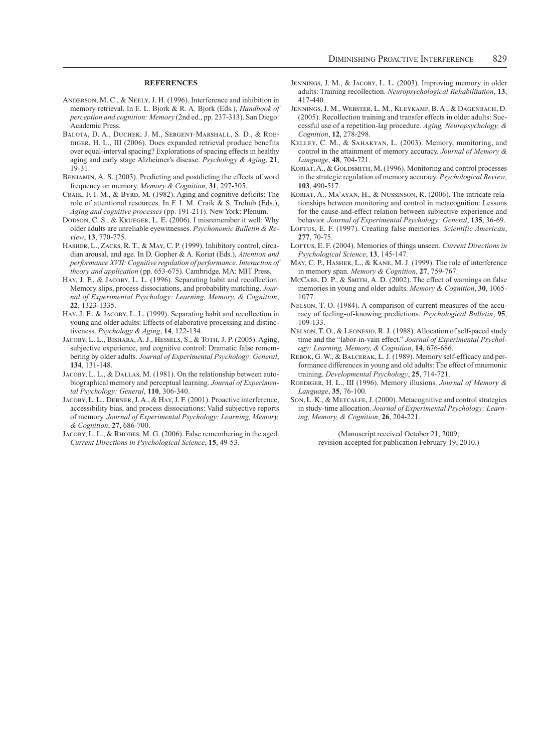## REFERENCES

Anderson, M. C., & Neely, J. H. (1996). Interference and inhibition in memory retrieval. In E. L. Bjork & R. A. Bjork (Eds.), *Handbook of perception and cognition: Memory* (2nd ed., pp. 237-313). San Diego: Academic Press.

Balota, D. A., Duchek, J. M., Sergent-Marshall, S. D., & Roediger, H. L., III (2006). Does expanded retrieval produce benefits over equal-interval spacing? Explorations of spacing effects in healthy aging and early stage Alzheimer's disease. *Psychology & Aging*, **21**, 19-31.

Benjamin, A. S. (2003). Predicting and postdicting the effects of word frequency on memory. *Memory & Cognition*, **31**, 297-305.

Craik, F. I. M., & Byrd, M. (1982). Aging and cognitive deficits: The role of attentional resources. In F. I. M. Craik & S. Trehub (Eds.), *Aging and cognitive processes* (pp. 191-211). New York: Plenum.

Dodson, C. S., & Krueger, L. E. (2006). I misremember it well: Why older adults are unreliable eyewitnesses. *Psychonomic Bulletin & Review*, **13**, 770-775.

Hasher, L., Zacks, R. T., & May, C. P. (1999). Inhibitory control, circadian arousal, and age. In D. Gopher & A. Koriat (Eds.), *Attention and performance XVII: Cognitive regulation of performance*. *Interaction of theory and application* (pp. 653-675). Cambridge, MA: MIT Press.

Hay, J. F., & Jacoby, L. L. (1996). Separating habit and recollection: Memory slips, process dissociations, and probability matching. *Journal of Experimental Psychology: Learning, Memory, & Cognition*, **22**, 1323-1335.

Hay, J. F., & Jacoby, L. L. (1999). Separating habit and recollection in young and older adults: Effects of elaborative processing and distinctiveness. *Psychology & Aging*, **14**, 122-134.

Jacoby, L. L., Bishara, A. J., Hessels, S., & Toth, J. P. (2005). Aging, subjective experience, and cognitive control: Dramatic false remembering by older adults. *Journal of Experimental Psychology*: *General*, **134**, 131-148.

Jacoby, L. L., & Dallas, M. (1981). On the relationship between autobiographical memory and perceptual learning. *Journal of Experimental Psychology: General*, **110**, 306-340.

Jacoby, L. L., Debner, J. A., & Hay, J. F. (2001). Proactive interference, accessibility bias, and process dissociations: Valid subjective reports of memory. *Journal of Experimental Psychology: Learning, Memory, & Cognition*, **27**, 686-700.

Jacoby, L. L., & Rhodes, M. G. (2006). False remembering in the aged. *Current Directions in Psychological Science*, **15**, 49-53.

Jennings, J. M., & Jacoby, L. L. (2003). Improving memory in older adults: Training recollection. *Neuropsychological Rehabilitation*, **13**, 417-440.

Jennings, J. M., Webster, L. M., Kleykamp, B. A., & Dagenbach, D. (2005). Recollection training and transfer effects in older adults: Successful use of a repetition-lag procedure. *Aging, Neuropsychology, & Cognition*, **12**, 278-298.

Kelley, C. M., & Sahakyan, L. (2003). Memory, monitoring, and control in the attainment of memory accuracy. *Journal of Memory & Language*, **48**, 704-721.

Koriat, A., & Goldsmith, M. (1996). Monitoring and control processes in the strategic regulation of memory accuracy. *Psychological Review*, **103**, 490-517.

Koriat, A., Ma'ayan, H., & Nussinson, R. (2006). The intricate relationships between monitoring and control in metacognition: Lessons for the cause-and-effect relation between subjective experience and behavior. *Journal of Experimental Psychology: General*, **135**, 36-69.

Loftus, E. F. (1997). Creating false memories. *Scientific American*, **277**, 70-75.

Loftus, E. F. (2004). Memories of things unseen. *Current Directions in Psychological Science*, **13**, 145-147.

May, C. P., Hasher, L., & Kane, M. J. (1999). The role of interference in memory span. *Memory & Cognition*, **27**, 759-767.

McCabe, D. P., & Smith, A. D. (2002). The effect of warnings on false memories in young and older adults. *Memory & Cognition*, **30**, 1065-1077.

Nelson, T. O. (1984). A comparison of current measures of the accuracy of feeling-of-knowing predictions. *Psychological Bulletin*, **95**, 109-133.

Nelson, T. O., & Leonesio, R. J. (1988). Allocation of self-paced study time and the "labor-in-vain effect." *Journal of Experimental Psychology: Learning, Memory, & Cognition*, **14**, 676-686.

Rebok, G. W., & Balcerak, L. J. (1989). Memory self-efficacy and performance differences in young and old adults: The effect of mnemonic training. *Developmental Psychology*, **25**, 714-721.

Roediger, H. L., III (1996). Memory illusions. *Journal of Memory & Language*, **35**, 76-100.

Son, L. K., & Metcalfe, J. (2000). Metacognitive and control strategies in study-time allocation. *Journal of Experimental Psychology: Learning, Memory, & Cognition*, **26**, 204-221.

(Manuscript received October 21, 2009;
revision accepted for publication February 19, 2010.)